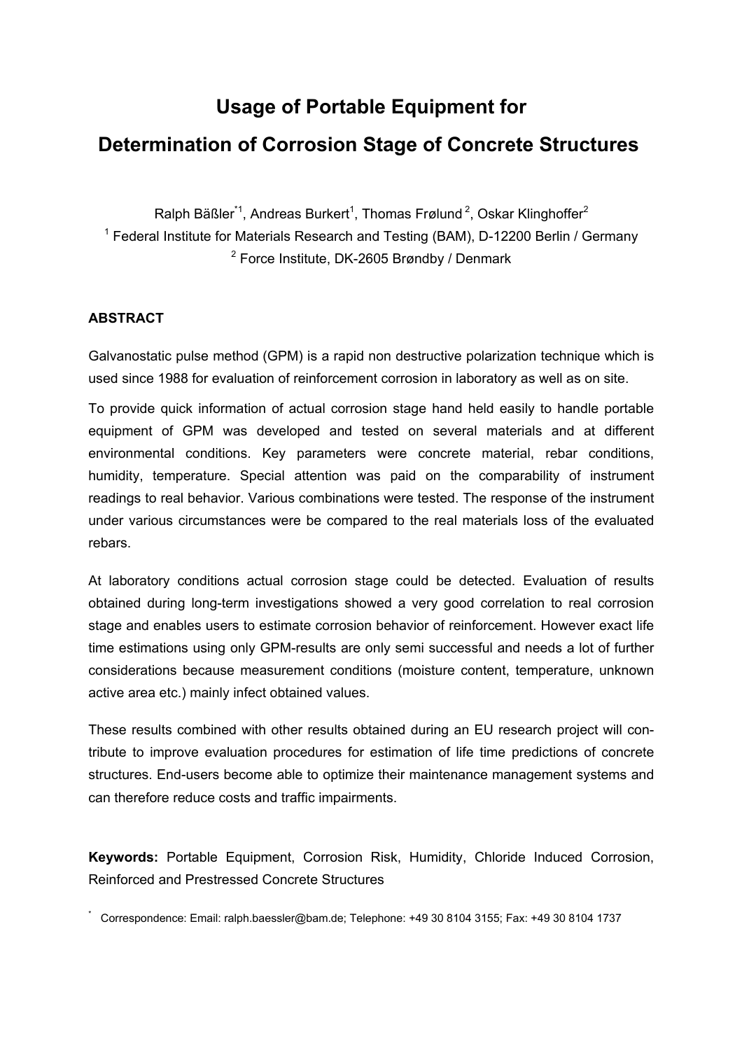# Usage of Portable Equipment for Determination of Corrosion Stage of Concrete Structures

Ralph Bäßler[*1], Andreas Burkert[1], Thomas Frølund [2], Oskar Klinghoffer[2]

[1] Federal Institute for Materials Research and Testing (BAM), D-12200 Berlin / Germany

[2] Force Institute, DK-2605 Brøndby / Denmark

## ABSTRACT

Galvanostatic pulse method (GPM) is a rapid non destructive polarization technique which is used since 1988 for evaluation of reinforcement corrosion in laboratory as well as on site.

To provide quick information of actual corrosion stage hand held easily to handle portable equipment of GPM was developed and tested on several materials and at different environmental conditions. Key parameters were concrete material, rebar conditions, humidity, temperature. Special attention was paid on the comparability of instrument readings to real behavior. Various combinations were tested. The response of the instrument under various circumstances were be compared to the real materials loss of the evaluated rebars.

At laboratory conditions actual corrosion stage could be detected. Evaluation of results obtained during long-term investigations showed a very good correlation to real corrosion stage and enables users to estimate corrosion behavior of reinforcement. However exact life time estimations using only GPM-results are only semi successful and needs a lot of further considerations because measurement conditions (moisture content, temperature, unknown active area etc.) mainly infect obtained values.

These results combined with other results obtained during an EU research project will contribute to improve evaluation procedures for estimation of life time predictions of concrete structures. End-users become able to optimize their maintenance management systems and can therefore reduce costs and traffic impairments.

**Keywords:** Portable Equipment, Corrosion Risk, Humidity, Chloride Induced Corrosion, Reinforced and Prestressed Concrete Structures

[*] Correspondence: Email: ralph.baessler@bam.de; Telephone: +49 30 8104 3155; Fax: +49 30 8104 1737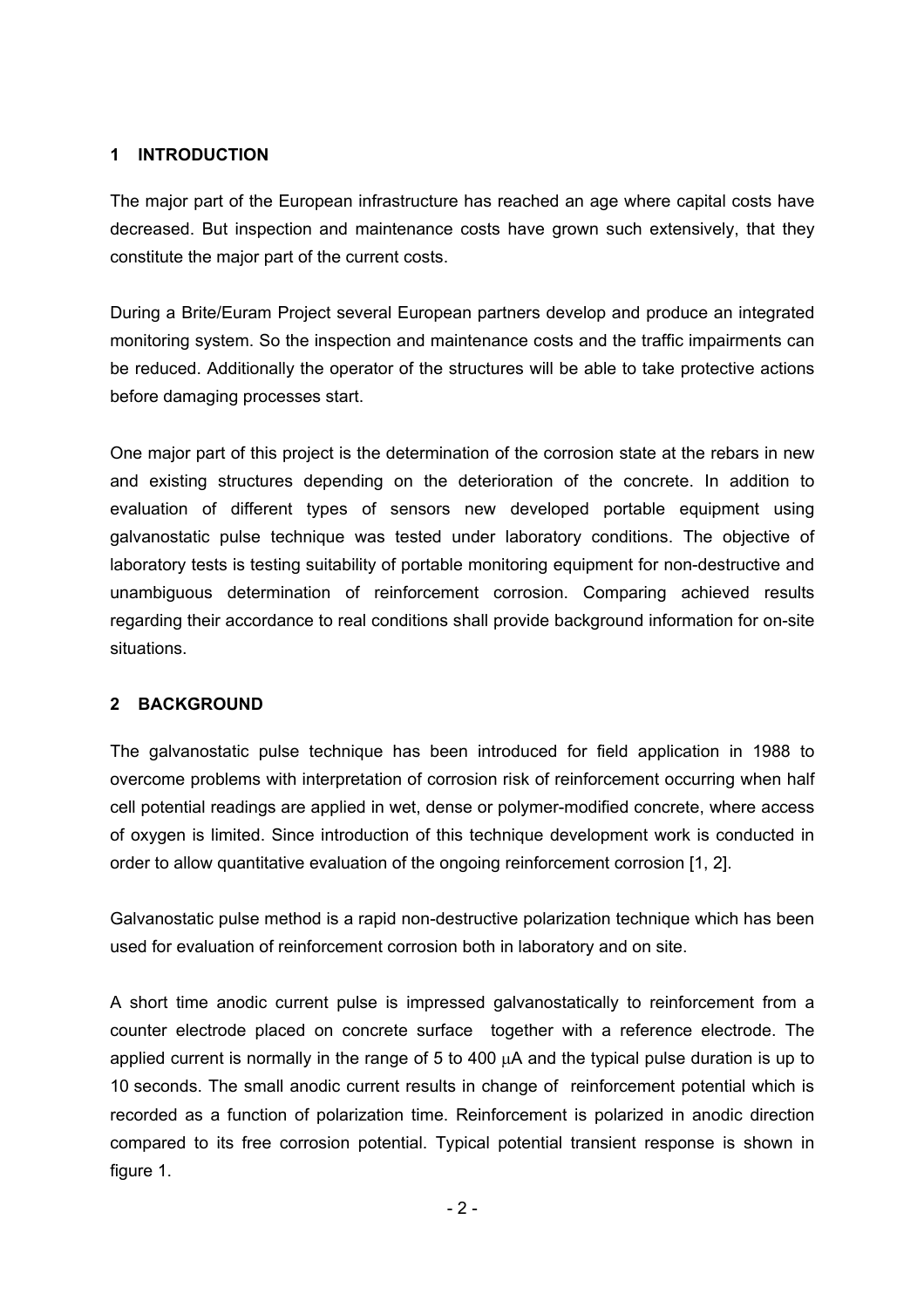## 1 INTRODUCTION

The major part of the European infrastructure has reached an age where capital costs have decreased. But inspection and maintenance costs have grown such extensively, that they constitute the major part of the current costs.

During a Brite/Euram Project several European partners develop and produce an integrated monitoring system. So the inspection and maintenance costs and the traffic impairments can be reduced. Additionally the operator of the structures will be able to take protective actions before damaging processes start.

One major part of this project is the determination of the corrosion state at the rebars in new and existing structures depending on the deterioration of the concrete. In addition to evaluation of different types of sensors new developed portable equipment using galvanostatic pulse technique was tested under laboratory conditions. The objective of laboratory tests is testing suitability of portable monitoring equipment for non-destructive and unambiguous determination of reinforcement corrosion. Comparing achieved results regarding their accordance to real conditions shall provide background information for on-site situations.

## 2 BACKGROUND

The galvanostatic pulse technique has been introduced for field application in 1988 to overcome problems with interpretation of corrosion risk of reinforcement occurring when half cell potential readings are applied in wet, dense or polymer-modified concrete, where access of oxygen is limited. Since introduction of this technique development work is conducted in order to allow quantitative evaluation of the ongoing reinforcement corrosion [1, 2].

Galvanostatic pulse method is a rapid non-destructive polarization technique which has been used for evaluation of reinforcement corrosion both in laboratory and on site.

A short time anodic current pulse is impressed galvanostatically to reinforcement from a counter electrode placed on concrete surface together with a reference electrode. The applied current is normally in the range of 5 to 400 $\mu$A and the typical pulse duration is up to 10 seconds. The small anodic current results in change of reinforcement potential which is recorded as a function of polarization time. Reinforcement is polarized in anodic direction compared to its free corrosion potential. Typical potential transient response is shown in figure 1.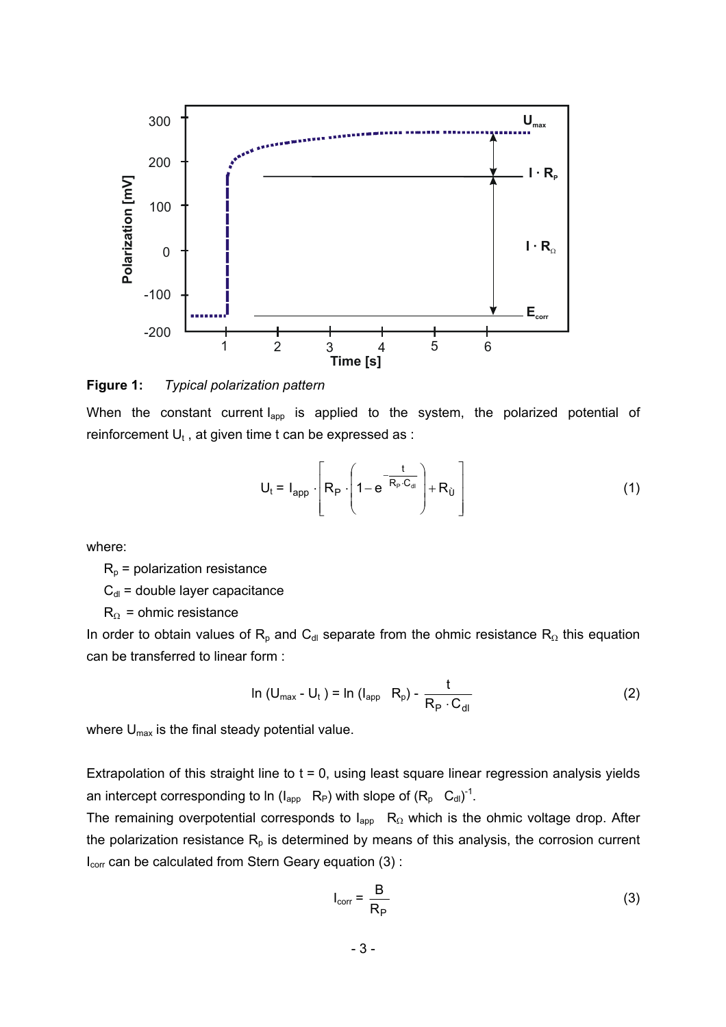**Figure 1:** *Typical polarization pattern*

When the constant current $I_{app}$ is applied to the system, the polarized potential of reinforcement $U_t$ , at given time t can be expressed as :

$$U_t = I_{app} \cdot \left[ R_P \cdot \left( 1 - e^{-\frac{t}{R_P \cdot C_{dl}}} \right) + R_Ù \right] \tag{1}$$

where:

$R_p$ = polarization resistance

$C_{dl}$ = double layer capacitance

$R_\Omega$ = ohmic resistance

In order to obtain values of $R_p$ and $C_{dl}$ separate from the ohmic resistance $R_\Omega$ this equation can be transferred to linear form :

$$\ln(U_{max} - U_t) = \ln(I_{app} \ \ R_p) - \frac{t}{R_P \cdot C_{dl}} \tag{2}$$

where $U_{max}$ is the final steady potential value.

Extrapolation of this straight line to t = 0, using least square linear regression analysis yields an intercept corresponding to ln ($I_{app}$ $R_P$) with slope of $(R_p \ \ C_{dl})^{-1}$.

The remaining overpotential corresponds to $I_{app}$ $R_\Omega$ which is the ohmic voltage drop. After the polarization resistance $R_p$ is determined by means of this analysis, the corrosion current $I_{corr}$ can be calculated from Stern Geary equation (3) :

$$I_{corr} = \frac{B}{R_P} \tag{3}$$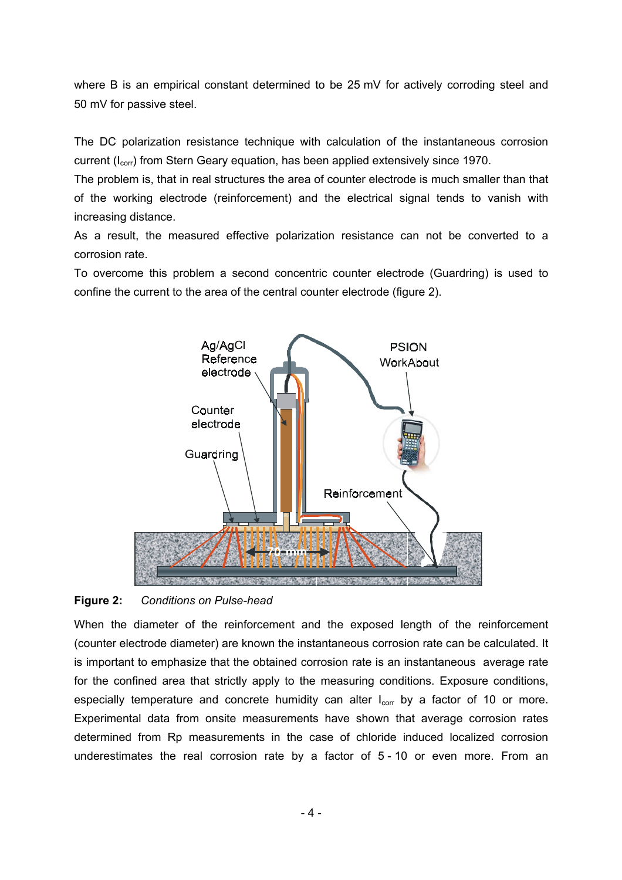where B is an empirical constant determined to be 25 mV for actively corroding steel and 50 mV for passive steel.

The DC polarization resistance technique with calculation of the instantaneous corrosion current ($I_{corr}$) from Stern Geary equation, has been applied extensively since 1970.
The problem is, that in real structures the area of counter electrode is much smaller than that of the working electrode (reinforcement) and the electrical signal tends to vanish with increasing distance.
As a result, the measured effective polarization resistance can not be converted to a corrosion rate.
To overcome this problem a second concentric counter electrode (Guardring) is used to confine the current to the area of the central counter electrode (figure 2).

**Figure 2:** *Conditions on Pulse-head*

When the diameter of the reinforcement and the exposed length of the reinforcement (counter electrode diameter) are known the instantaneous corrosion rate can be calculated. It is important to emphasize that the obtained corrosion rate is an instantaneous average rate for the confined area that strictly apply to the measuring conditions. Exposure conditions, especially temperature and concrete humidity can alter $I_{corr}$ by a factor of 10 or more. Experimental data from onsite measurements have shown that average corrosion rates determined from Rp measurements in the case of chloride induced localized corrosion underestimates the real corrosion rate by a factor of 5 - 10 or even more. From an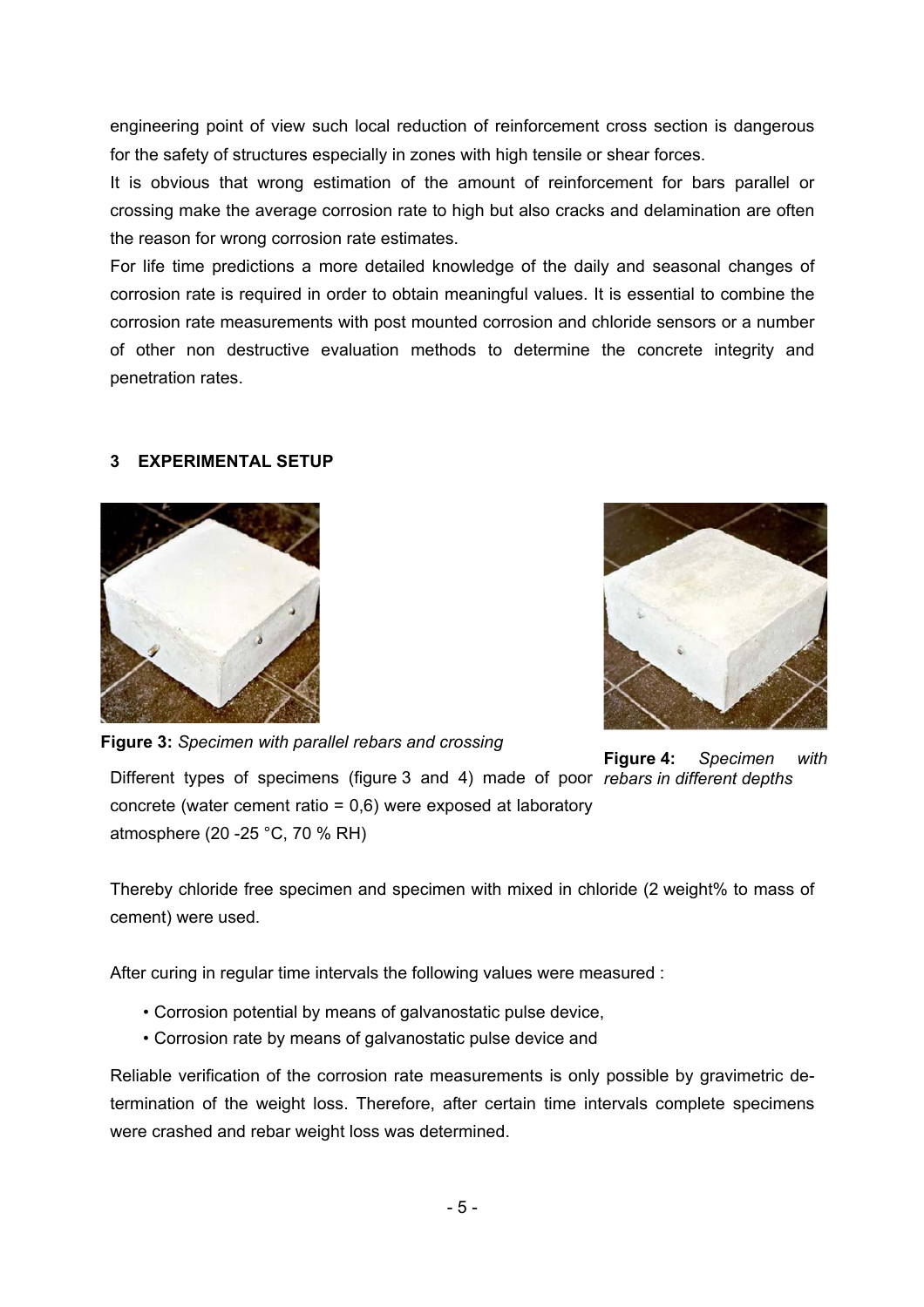engineering point of view such local reduction of reinforcement cross section is dangerous for the safety of structures especially in zones with high tensile or shear forces.

It is obvious that wrong estimation of the amount of reinforcement for bars parallel or crossing make the average corrosion rate to high but also cracks and delamination are often the reason for wrong corrosion rate estimates.

For life time predictions a more detailed knowledge of the daily and seasonal changes of corrosion rate is required in order to obtain meaningful values. It is essential to combine the corrosion rate measurements with post mounted corrosion and chloride sensors or a number of other non destructive evaluation methods to determine the concrete integrity and penetration rates.

## 3 EXPERIMENTAL SETUP

**Figure 3:** *Specimen with parallel rebars and crossing*

**Figure 4:** *Specimen with rebars in different depths*

Different types of specimens (figure 3 and 4) made of poor concrete (water cement ratio = 0,6) were exposed at laboratory atmosphere (20 -25 °C, 70 % RH)

Thereby chloride free specimen and specimen with mixed in chloride (2 weight% to mass of cement) were used.

After curing in regular time intervals the following values were measured :

- Corrosion potential by means of galvanostatic pulse device,
- Corrosion rate by means of galvanostatic pulse device and

Reliable verification of the corrosion rate measurements is only possible by gravimetric determination of the weight loss. Therefore, after certain time intervals complete specimens were crashed and rebar weight loss was determined.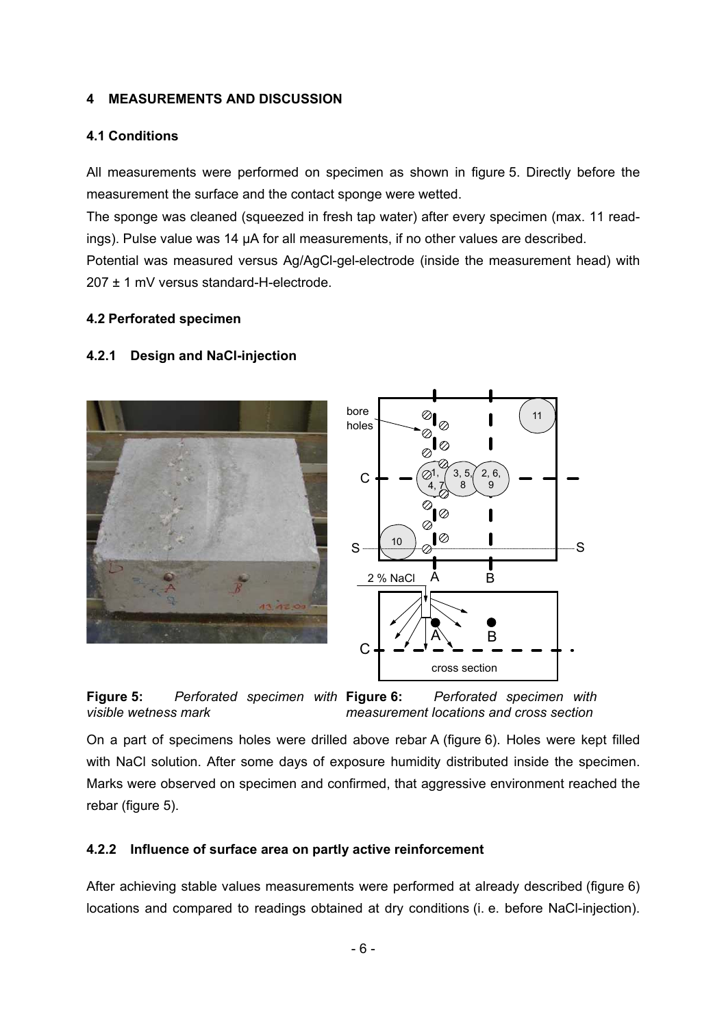## 4 MEASUREMENTS AND DISCUSSION

### 4.1 Conditions

All measurements were performed on specimen as shown in figure 5. Directly before the measurement the surface and the contact sponge were wetted.

The sponge was cleaned (squeezed in fresh tap water) after every specimen (max. 11 readings). Pulse value was 14 µA for all measurements, if no other values are described.

Potential was measured versus Ag/AgCl-gel-electrode (inside the measurement head) with 207 ± 1 mV versus standard-H-electrode.

### 4.2 Perforated specimen

#### 4.2.1 Design and NaCl-injection

**Figure 5:** *Perforated specimen with visible wetness mark*

**Figure 6:** *Perforated specimen with measurement locations and cross section*

On a part of specimens holes were drilled above rebar A (figure 6). Holes were kept filled with NaCl solution. After some days of exposure humidity distributed inside the specimen. Marks were observed on specimen and confirmed, that aggressive environment reached the rebar (figure 5).

#### 4.2.2 Influence of surface area on partly active reinforcement

After achieving stable values measurements were performed at already described (figure 6) locations and compared to readings obtained at dry conditions (i. e. before NaCl-injection).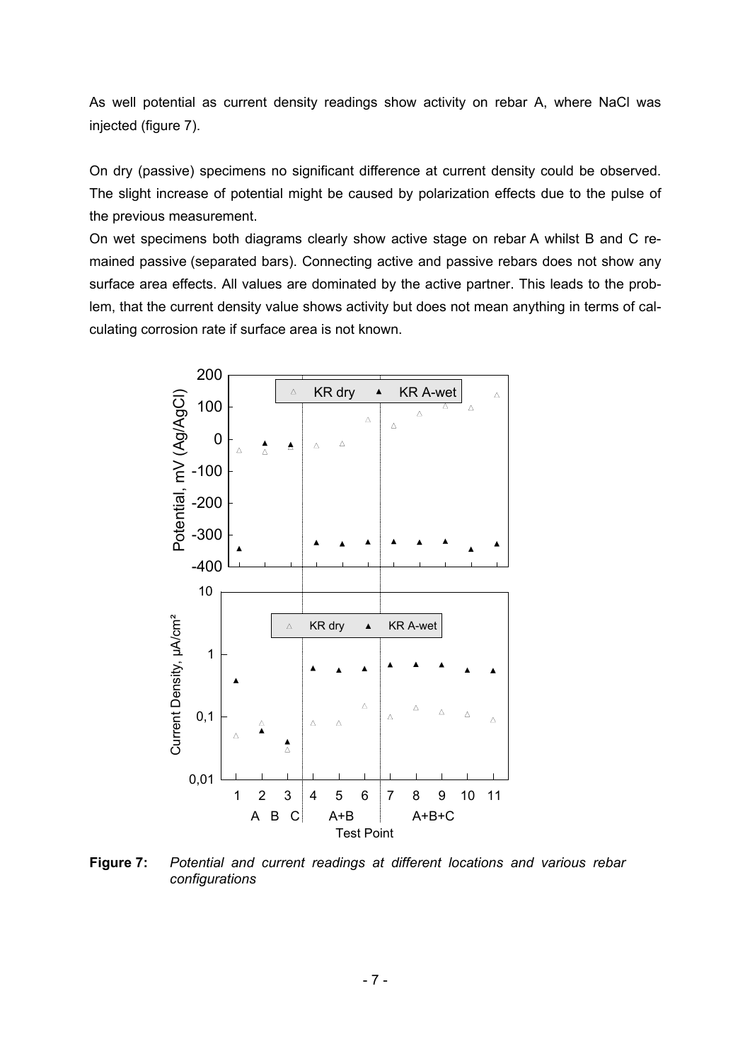As well potential as current density readings show activity on rebar A, where NaCl was injected (figure 7).

On dry (passive) specimens no significant difference at current density could be observed. The slight increase of potential might be caused by polarization effects due to the pulse of the previous measurement.

On wet specimens both diagrams clearly show active stage on rebar A whilst B and C remained passive (separated bars). Connecting active and passive rebars does not show any surface area effects. All values are dominated by the active partner. This leads to the problem, that the current density value shows activity but does not mean anything in terms of calculating corrosion rate if surface area is not known.

**Figure 7:** *Potential and current readings at different locations and various rebar configurations*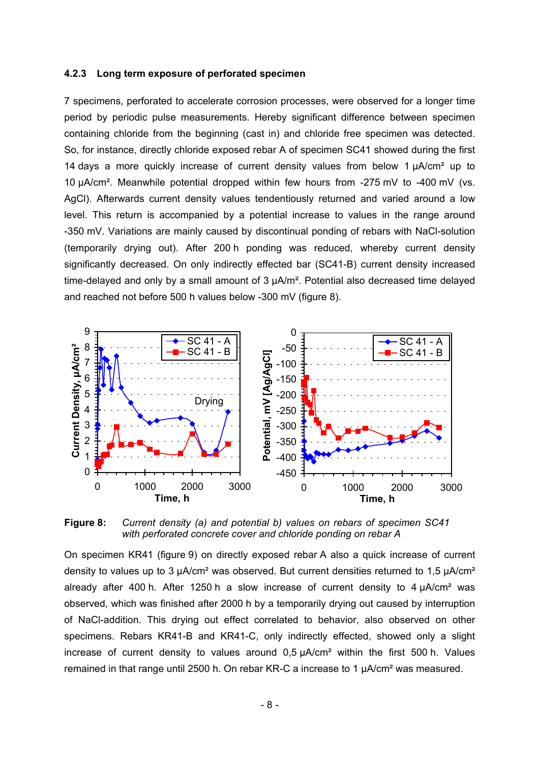### 4.2.3 Long term exposure of perforated specimen

7 specimens, perforated to accelerate corrosion processes, were observed for a longer time period by periodic pulse measurements. Hereby significant difference between specimen containing chloride from the beginning (cast in) and chloride free specimen was detected. So, for instance, directly chloride exposed rebar A of specimen SC41 showed during the first 14 days a more quickly increase of current density values from below 1 µA/cm² up to 10 µA/cm². Meanwhile potential dropped within few hours from -275 mV to -400 mV (vs. AgCl). Afterwards current density values tendentiously returned and varied around a low level. This return is accompanied by a potential increase to values in the range around -350 mV. Variations are mainly caused by discontinual ponding of rebars with NaCl-solution (temporarily drying out). After 200 h ponding was reduced, whereby current density significantly decreased. On only indirectly effected bar (SC41-B) current density increased time-delayed and only by a small amount of 3 µA/m². Potential also decreased time delayed and reached not before 500 h values below -300 mV (figure 8).

**Figure 8:** *Current density (a) and potential b) values on rebars of specimen SC41 with perforated concrete cover and chloride ponding on rebar A*

On specimen KR41 (figure 9) on directly exposed rebar A also a quick increase of current density to values up to 3 µA/cm² was observed. But current densities returned to 1,5 µA/cm² already after 400 h. After 1250 h a slow increase of current density to 4 µA/cm² was observed, which was finished after 2000 h by a temporarily drying out caused by interruption of NaCl-addition. This drying out effect correlated to behavior, also observed on other specimens. Rebars KR41-B and KR41-C, only indirectly effected, showed only a slight increase of current density to values around 0,5 µA/cm² within the first 500 h. Values remained in that range until 2500 h. On rebar KR-C a increase to 1 µA/cm² was measured.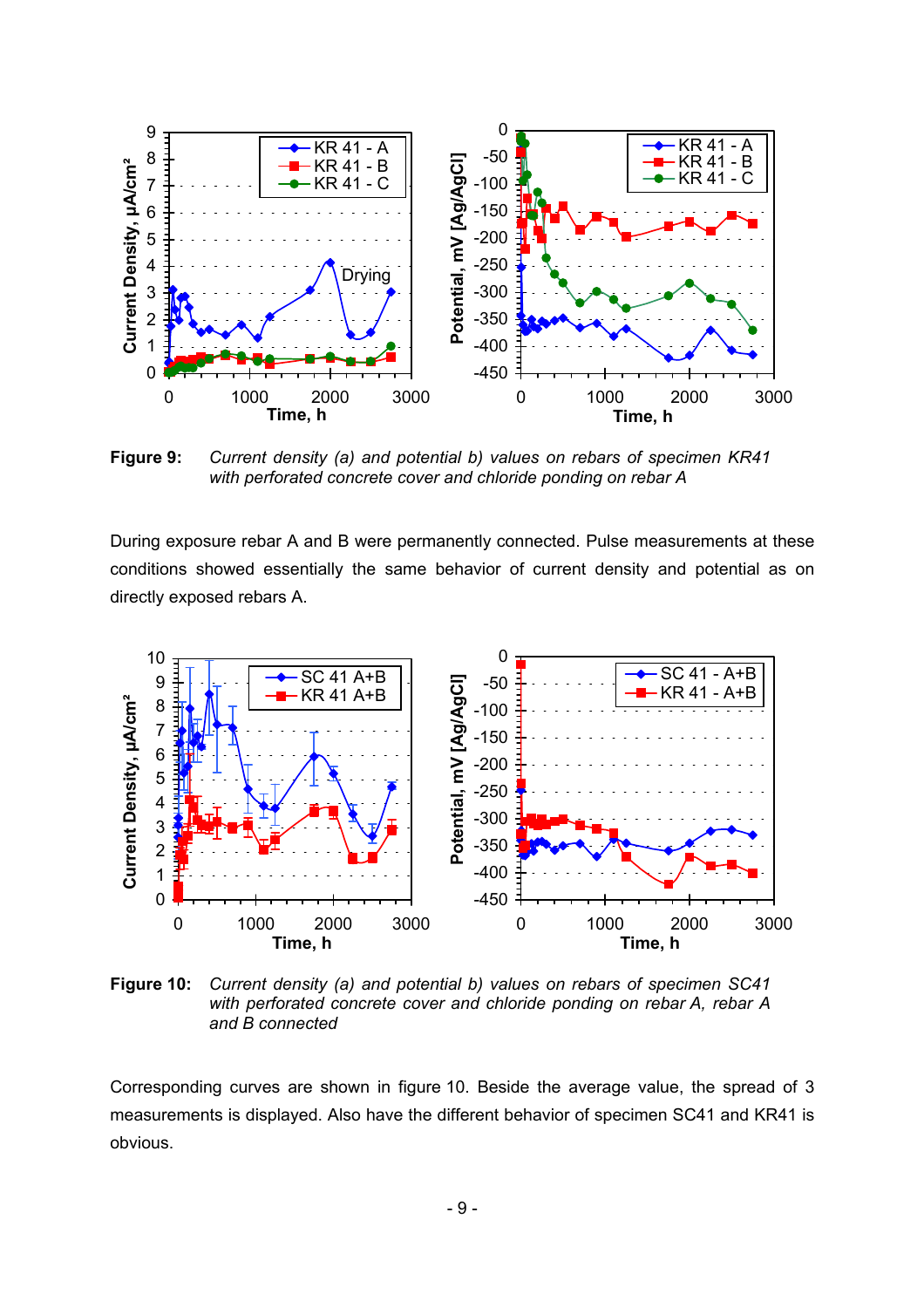**Figure 9:** *Current density (a) and potential b) values on rebars of specimen KR41 with perforated concrete cover and chloride ponding on rebar A*

During exposure rebar A and B were permanently connected. Pulse measurements at these conditions showed essentially the same behavior of current density and potential as on directly exposed rebars A.

**Figure 10:** *Current density (a) and potential b) values on rebars of specimen SC41 with perforated concrete cover and chloride ponding on rebar A, rebar A and B connected*

Corresponding curves are shown in figure 10. Beside the average value, the spread of 3 measurements is displayed. Also have the different behavior of specimen SC41 and KR41 is obvious.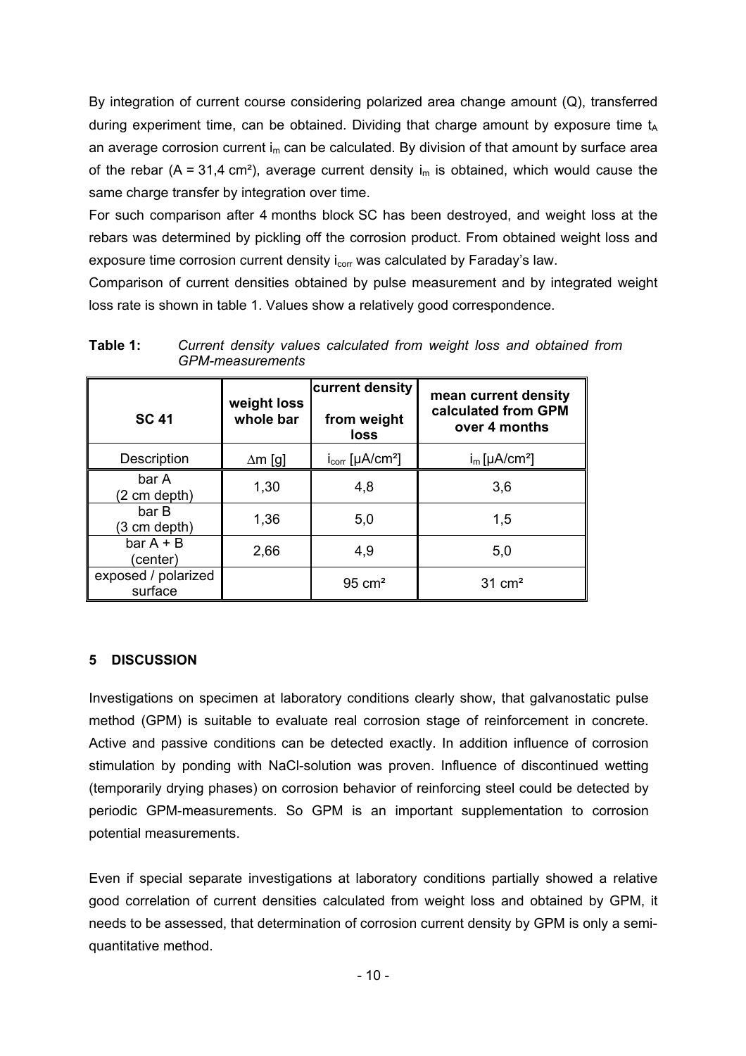By integration of current course considering polarized area change amount (Q), transferred during experiment time, can be obtained. Dividing that charge amount by exposure time $t_A$ an average corrosion current $i_m$ can be calculated. By division of that amount by surface area of the rebar (A = 31,4 cm²), average current density $i_m$ is obtained, which would cause the same charge transfer by integration over time.

For such comparison after 4 months block SC has been destroyed, and weight loss at the rebars was determined by pickling off the corrosion product. From obtained weight loss and exposure time corrosion current density $i_{corr}$ was calculated by Faraday's law.

Comparison of current densities obtained by pulse measurement and by integrated weight loss rate is shown in table 1. Values show a relatively good correspondence.

**Table 1:** *Current density values calculated from weight loss and obtained from GPM-measurements*

| **SC 41** | **weight loss whole bar** | **current density from weight loss** | **mean current density calculated from GPM over 4 months** |
|---|---|---|---|
| Description | $\Delta m$ [g] | $i_{corr}$ [µA/cm²] | $i_m$ [µA/cm²] |
| bar A (2 cm depth) | 1,30 | 4,8 | 3,6 |
| bar B (3 cm depth) | 1,36 | 5,0 | 1,5 |
| bar A + B (center) | 2,66 | 4,9 | 5,0 |
| exposed / polarized surface | | 95 cm² | 31 cm² |

## 5 DISCUSSION

Investigations on specimen at laboratory conditions clearly show, that galvanostatic pulse method (GPM) is suitable to evaluate real corrosion stage of reinforcement in concrete. Active and passive conditions can be detected exactly. In addition influence of corrosion stimulation by ponding with NaCl-solution was proven. Influence of discontinued wetting (temporarily drying phases) on corrosion behavior of reinforcing steel could be detected by periodic GPM-measurements. So GPM is an important supplementation to corrosion potential measurements.

Even if special separate investigations at laboratory conditions partially showed a relative good correlation of current densities calculated from weight loss and obtained by GPM, it needs to be assessed, that determination of corrosion current density by GPM is only a semi-quantitative method.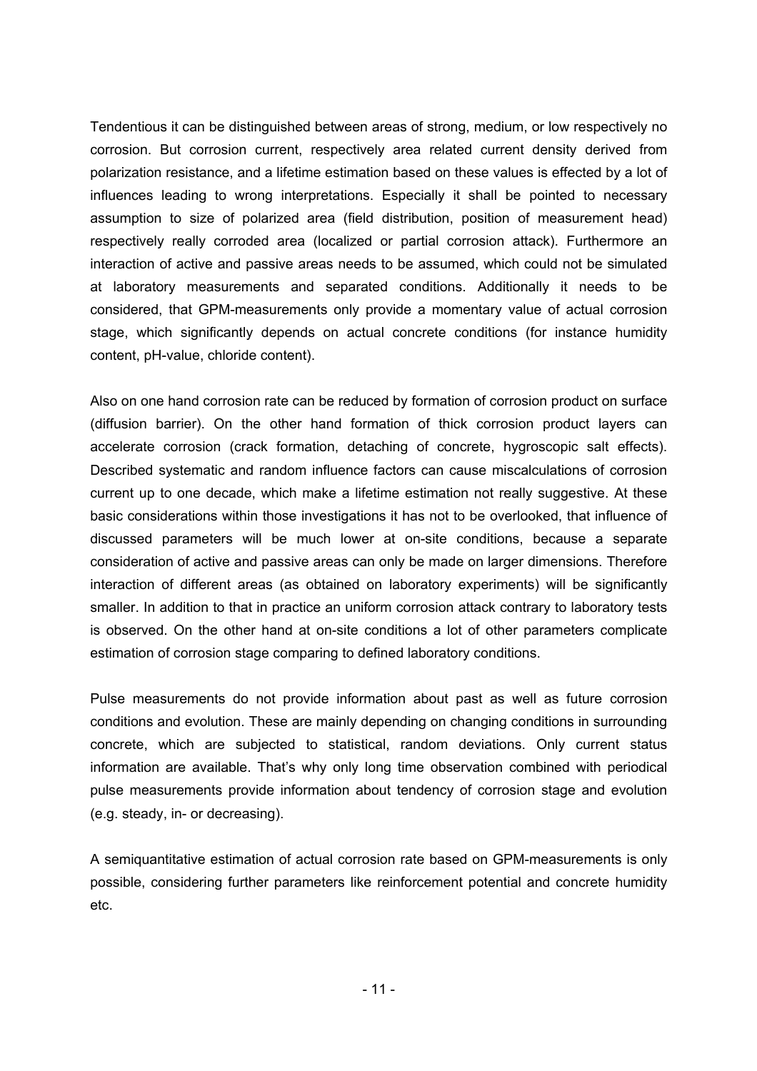Tendentious it can be distinguished between areas of strong, medium, or low respectively no corrosion. But corrosion current, respectively area related current density derived from polarization resistance, and a lifetime estimation based on these values is effected by a lot of influences leading to wrong interpretations. Especially it shall be pointed to necessary assumption to size of polarized area (field distribution, position of measurement head) respectively really corroded area (localized or partial corrosion attack). Furthermore an interaction of active and passive areas needs to be assumed, which could not be simulated at laboratory measurements and separated conditions. Additionally it needs to be considered, that GPM-measurements only provide a momentary value of actual corrosion stage, which significantly depends on actual concrete conditions (for instance humidity content, pH-value, chloride content).

Also on one hand corrosion rate can be reduced by formation of corrosion product on surface (diffusion barrier). On the other hand formation of thick corrosion product layers can accelerate corrosion (crack formation, detaching of concrete, hygroscopic salt effects). Described systematic and random influence factors can cause miscalculations of corrosion current up to one decade, which make a lifetime estimation not really suggestive. At these basic considerations within those investigations it has not to be overlooked, that influence of discussed parameters will be much lower at on-site conditions, because a separate consideration of active and passive areas can only be made on larger dimensions. Therefore interaction of different areas (as obtained on laboratory experiments) will be significantly smaller. In addition to that in practice an uniform corrosion attack contrary to laboratory tests is observed. On the other hand at on-site conditions a lot of other parameters complicate estimation of corrosion stage comparing to defined laboratory conditions.

Pulse measurements do not provide information about past as well as future corrosion conditions and evolution. These are mainly depending on changing conditions in surrounding concrete, which are subjected to statistical, random deviations. Only current status information are available. That's why only long time observation combined with periodical pulse measurements provide information about tendency of corrosion stage and evolution (e.g. steady, in- or decreasing).

A semiquantitative estimation of actual corrosion rate based on GPM-measurements is only possible, considering further parameters like reinforcement potential and concrete humidity etc.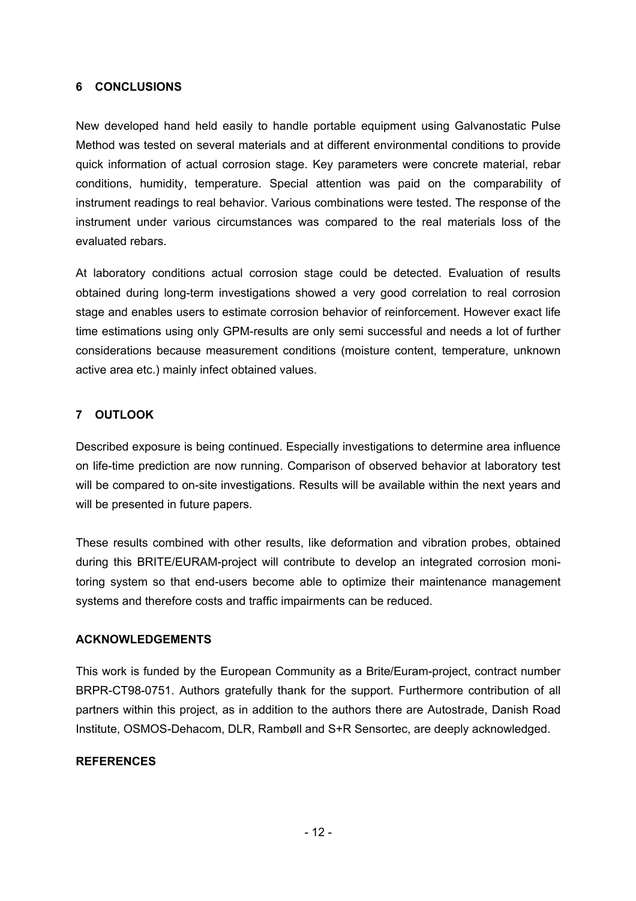## 6 CONCLUSIONS

New developed hand held easily to handle portable equipment using Galvanostatic Pulse Method was tested on several materials and at different environmental conditions to provide quick information of actual corrosion stage. Key parameters were concrete material, rebar conditions, humidity, temperature. Special attention was paid on the comparability of instrument readings to real behavior. Various combinations were tested. The response of the instrument under various circumstances was compared to the real materials loss of the evaluated rebars.

At laboratory conditions actual corrosion stage could be detected. Evaluation of results obtained during long-term investigations showed a very good correlation to real corrosion stage and enables users to estimate corrosion behavior of reinforcement. However exact life time estimations using only GPM-results are only semi successful and needs a lot of further considerations because measurement conditions (moisture content, temperature, unknown active area etc.) mainly infect obtained values.

## 7 OUTLOOK

Described exposure is being continued. Especially investigations to determine area influence on life-time prediction are now running. Comparison of observed behavior at laboratory test will be compared to on-site investigations. Results will be available within the next years and will be presented in future papers.

These results combined with other results, like deformation and vibration probes, obtained during this BRITE/EURAM-project will contribute to develop an integrated corrosion monitoring system so that end-users become able to optimize their maintenance management systems and therefore costs and traffic impairments can be reduced.

## ACKNOWLEDGEMENTS

This work is funded by the European Community as a Brite/Euram-project, contract number BRPR-CT98-0751. Authors gratefully thank for the support. Furthermore contribution of all partners within this project, as in addition to the authors there are Autostrade, Danish Road Institute, OSMOS-Dehacom, DLR, Rambøll and S+R Sensortec, are deeply acknowledged.

## REFERENCES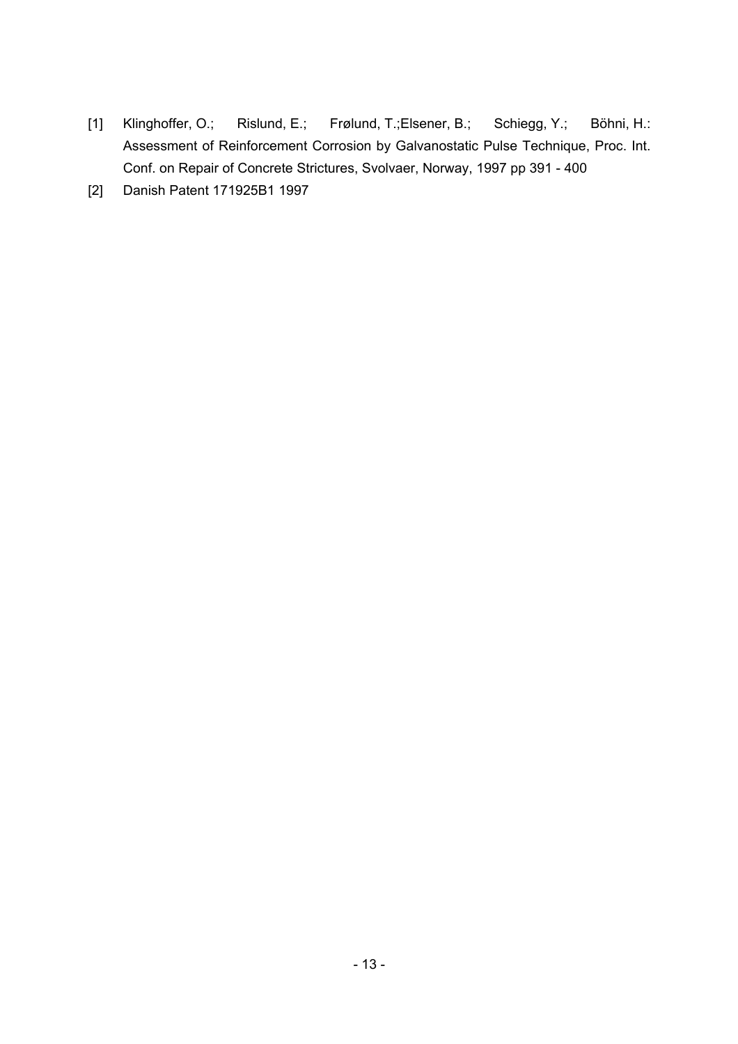[1] Klinghoffer, O.; Rislund, E.; Frølund, T.;Elsener, B.; Schiegg, Y.; Böhni, H.: Assessment of Reinforcement Corrosion by Galvanostatic Pulse Technique, Proc. Int. Conf. on Repair of Concrete Strictures, Svolvaer, Norway, 1997 pp 391 - 400

[2] Danish Patent 171925B1 1997